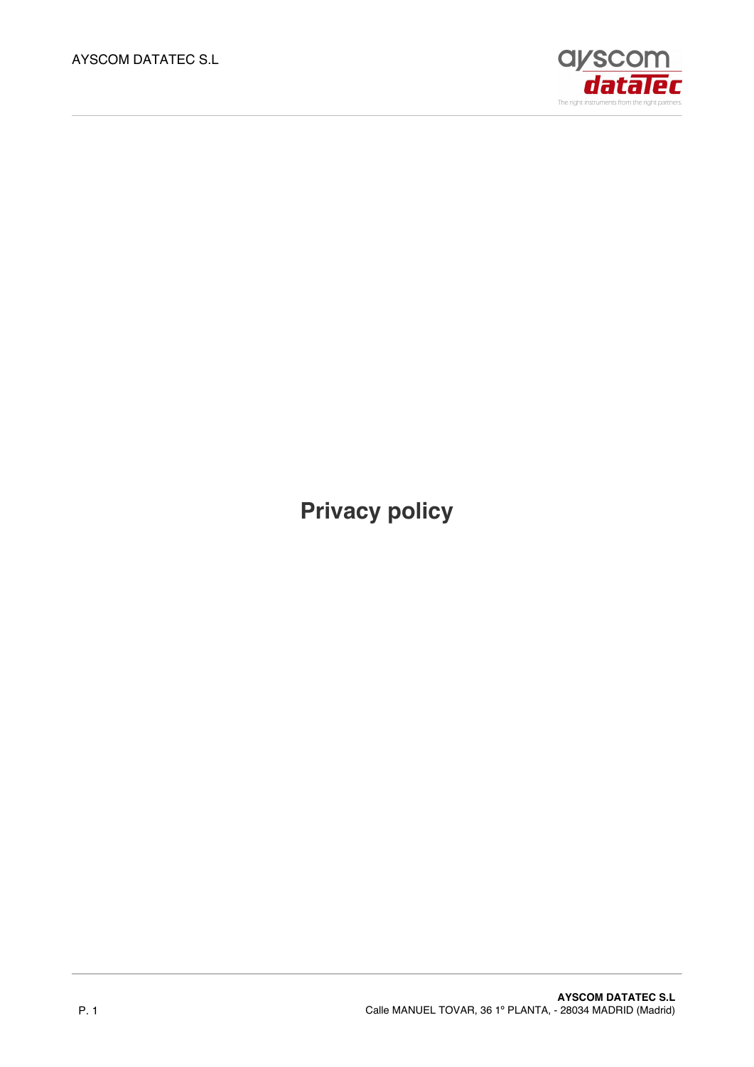# Privacy policy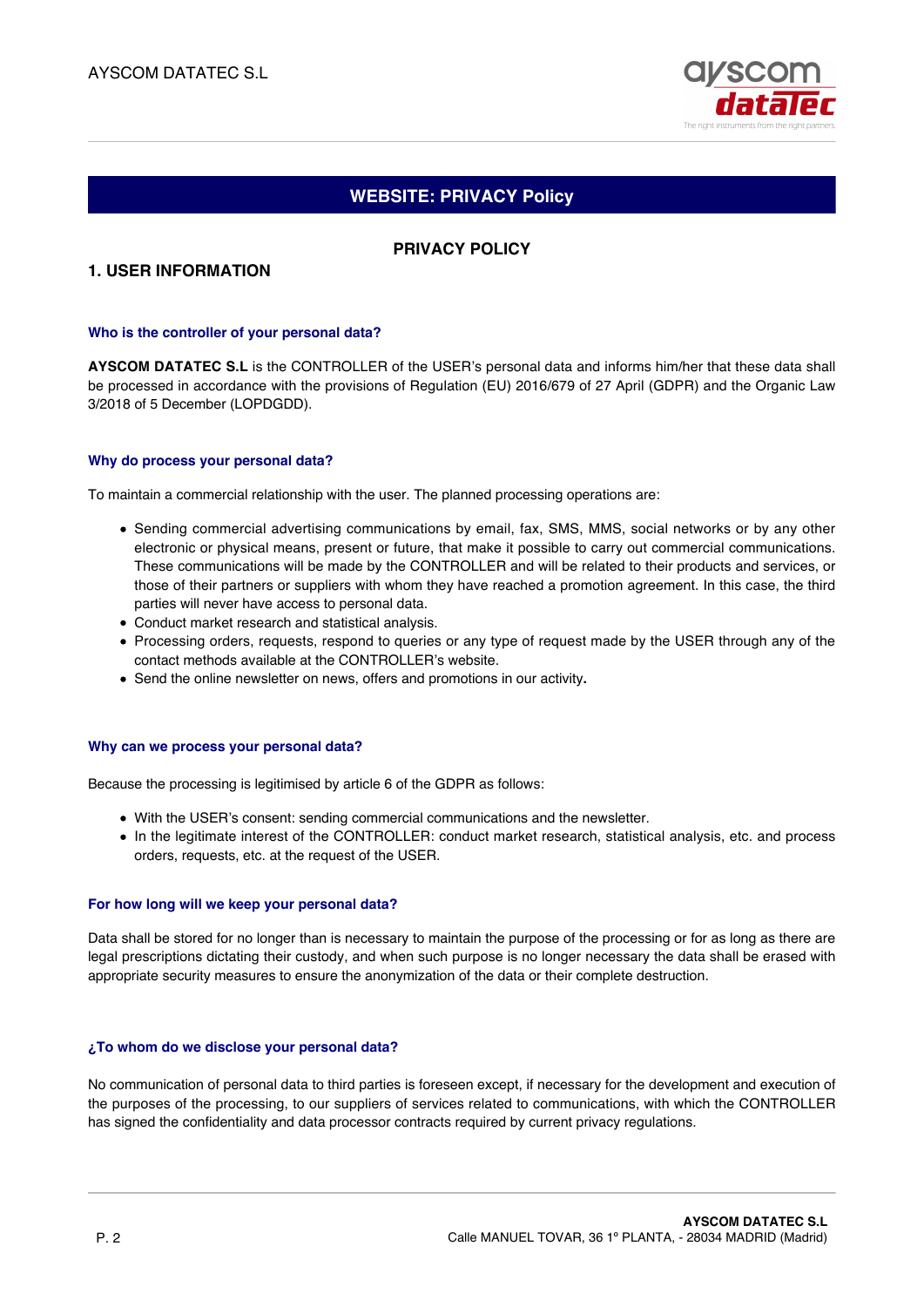## WEBSITE: PRIVACY Policy

### PRIVACY POLICY

### 1. USER INFORMATION

**Who is the controller of your personal data?**

**AYSCOM DATATEC S.L** is the CONTROLLER of the USER's personal data and informs him/her that these data shall be processed in accordance with the provisions of Regulation (EU) 2016/679 of 27 April (GDPR) and the Organic Law 3/2018 of 5 December (LOPDGDD).

**Why do process your personal data?**

To maintain a commercial relationship with the user. The planned processing operations are:

- Sending commercial advertising communications by email, fax, SMS, MMS, social networks or by any other electronic or physical means, present or future, that make it possible to carry out commercial communications. These communications will be made by the CONTROLLER and will be related to their products and services, or those of their partners or suppliers with whom they have reached a promotion agreement. In this case, the third parties will never have access to personal data.
- Conduct market research and statistical analysis.
- Processing orders, requests, respond to queries or any type of request made by the USER through any of the contact methods available at the CONTROLLER's website.
- Send the online newsletter on news, offers and promotions in our activity**.**

**Why can we process your personal data?**

Because the processing is legitimised by article 6 of the GDPR as follows:

- With the USER's consent: sending commercial communications and the newsletter.
- In the legitimate interest of the CONTROLLER: conduct market research, statistical analysis, etc. and process orders, requests, etc. at the request of the USER.

**For how long will we keep your personal data?**

Data shall be stored for no longer than is necessary to maintain the purpose of the processing or for as long as there are legal prescriptions dictating their custody, and when such purpose is no longer necessary the data shall be erased with appropriate security measures to ensure the anonymization of the data or their complete destruction.

**¿To whom do we disclose your personal data?**

No communication of personal data to third parties is foreseen except, if necessary for the development and execution of the purposes of the processing, to our suppliers of services related to communications, with which the CONTROLLER has signed the confidentiality and data processor contracts required by current privacy regulations.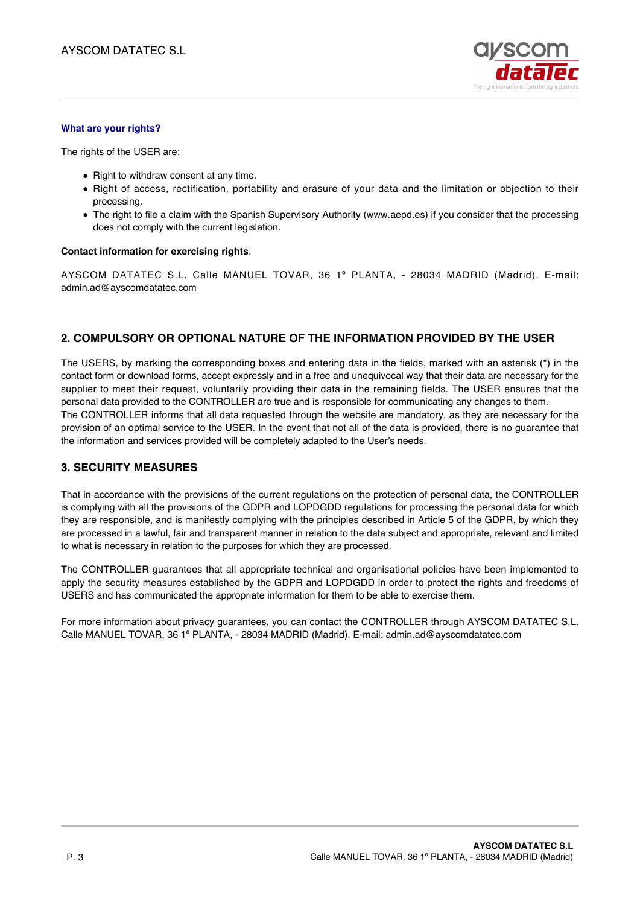### What are your rights?

The rights of the USER are:

- Right to withdraw consent at any time.
- Right of access, rectification, portability and erasure of your data and the limitation or objection to their processing.
- The right to file a claim with the Spanish Supervisory Authority (www.aepd.es) if you consider that the processing does not comply with the current legislation.

**Contact information for exercising rights**:

AYSCOM DATATEC S.L. Calle MANUEL TOVAR, 36 1º PLANTA, - 28034 MADRID (Madrid). E-mail: admin.ad@ayscomdatatec.com

## 2. COMPULSORY OR OPTIONAL NATURE OF THE INFORMATION PROVIDED BY THE USER

The USERS, by marking the corresponding boxes and entering data in the fields, marked with an asterisk (*) in the contact form or download forms, accept expressly and in a free and unequivocal way that their data are necessary for the supplier to meet their request, voluntarily providing their data in the remaining fields. The USER ensures that the personal data provided to the CONTROLLER are true and is responsible for communicating any changes to them.
The CONTROLLER informs that all data requested through the website are mandatory, as they are necessary for the provision of an optimal service to the USER. In the event that not all of the data is provided, there is no guarantee that the information and services provided will be completely adapted to the User's needs.

## 3. SECURITY MEASURES

That in accordance with the provisions of the current regulations on the protection of personal data, the CONTROLLER is complying with all the provisions of the GDPR and LOPDGDD regulations for processing the personal data for which they are responsible, and is manifestly complying with the principles described in Article 5 of the GDPR, by which they are processed in a lawful, fair and transparent manner in relation to the data subject and appropriate, relevant and limited to what is necessary in relation to the purposes for which they are processed.

The CONTROLLER guarantees that all appropriate technical and organisational policies have been implemented to apply the security measures established by the GDPR and LOPDGDD in order to protect the rights and freedoms of USERS and has communicated the appropriate information for them to be able to exercise them.

For more information about privacy guarantees, you can contact the CONTROLLER through AYSCOM DATATEC S.L. Calle MANUEL TOVAR, 36 1º PLANTA, - 28034 MADRID (Madrid). E-mail: admin.ad@ayscomdatatec.com